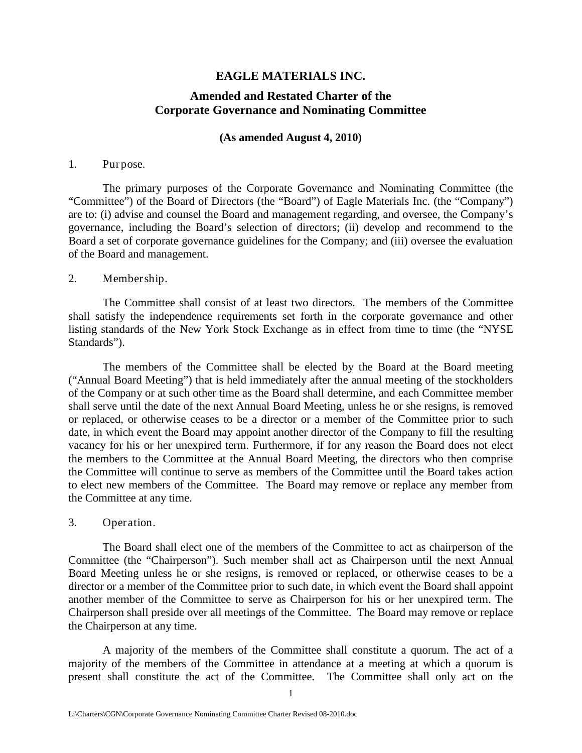# EAGLE MATERIALS INC.

## Amended and Restated Charter of the Corporate Governance and Nominating Committee

**(As amended August 4, 2010)**

1. Purpose.

The primary purposes of the Corporate Governance and Nominating Committee (the "Committee") of the Board of Directors (the "Board") of Eagle Materials Inc. (the "Company") are to: (i) advise and counsel the Board and management regarding, and oversee, the Company's governance, including the Board's selection of directors; (ii) develop and recommend to the Board a set of corporate governance guidelines for the Company; and (iii) oversee the evaluation of the Board and management.

2. Membership.

The Committee shall consist of at least two directors. The members of the Committee shall satisfy the independence requirements set forth in the corporate governance and other listing standards of the New York Stock Exchange as in effect from time to time (the "NYSE Standards").

The members of the Committee shall be elected by the Board at the Board meeting ("Annual Board Meeting") that is held immediately after the annual meeting of the stockholders of the Company or at such other time as the Board shall determine, and each Committee member shall serve until the date of the next Annual Board Meeting, unless he or she resigns, is removed or replaced, or otherwise ceases to be a director or a member of the Committee prior to such date, in which event the Board may appoint another director of the Company to fill the resulting vacancy for his or her unexpired term. Furthermore, if for any reason the Board does not elect the members to the Committee at the Annual Board Meeting, the directors who then comprise the Committee will continue to serve as members of the Committee until the Board takes action to elect new members of the Committee. The Board may remove or replace any member from the Committee at any time.

3. Operation.

The Board shall elect one of the members of the Committee to act as chairperson of the Committee (the "Chairperson"). Such member shall act as Chairperson until the next Annual Board Meeting unless he or she resigns, is removed or replaced, or otherwise ceases to be a director or a member of the Committee prior to such date, in which event the Board shall appoint another member of the Committee to serve as Chairperson for his or her unexpired term. The Chairperson shall preside over all meetings of the Committee. The Board may remove or replace the Chairperson at any time.

A majority of the members of the Committee shall constitute a quorum. The act of a majority of the members of the Committee in attendance at a meeting at which a quorum is present shall constitute the act of the Committee. The Committee shall only act on the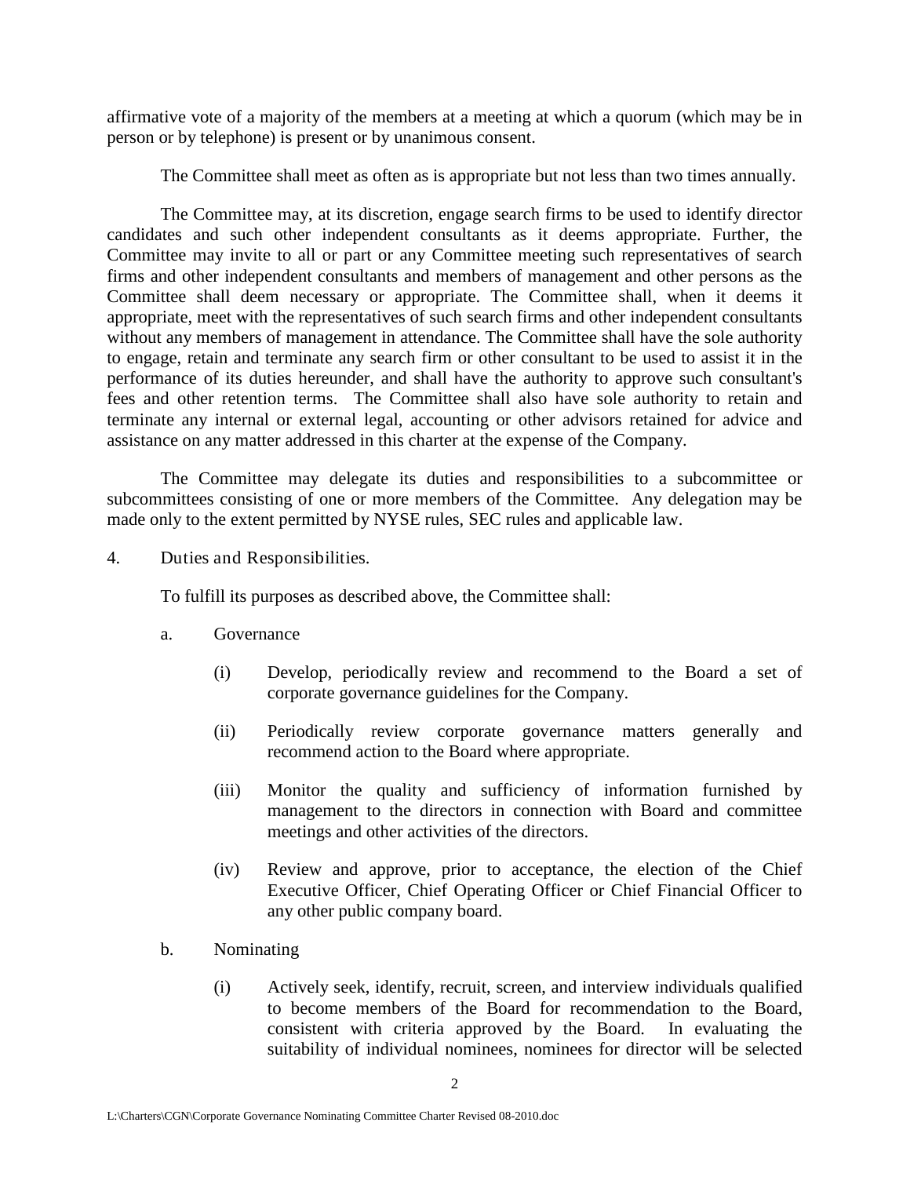affirmative vote of a majority of the members at a meeting at which a quorum (which may be in person or by telephone) is present or by unanimous consent.

The Committee shall meet as often as is appropriate but not less than two times annually.

The Committee may, at its discretion, engage search firms to be used to identify director candidates and such other independent consultants as it deems appropriate. Further, the Committee may invite to all or part or any Committee meeting such representatives of search firms and other independent consultants and members of management and other persons as the Committee shall deem necessary or appropriate. The Committee shall, when it deems it appropriate, meet with the representatives of such search firms and other independent consultants without any members of management in attendance. The Committee shall have the sole authority to engage, retain and terminate any search firm or other consultant to be used to assist it in the performance of its duties hereunder, and shall have the authority to approve such consultant's fees and other retention terms. The Committee shall also have sole authority to retain and terminate any internal or external legal, accounting or other advisors retained for advice and assistance on any matter addressed in this charter at the expense of the Company.

The Committee may delegate its duties and responsibilities to a subcommittee or subcommittees consisting of one or more members of the Committee. Any delegation may be made only to the extent permitted by NYSE rules, SEC rules and applicable law.

4. Duties and Responsibilities.

To fulfill its purposes as described above, the Committee shall:

a. Governance

(i) Develop, periodically review and recommend to the Board a set of corporate governance guidelines for the Company.

(ii) Periodically review corporate governance matters generally and recommend action to the Board where appropriate.

(iii) Monitor the quality and sufficiency of information furnished by management to the directors in connection with Board and committee meetings and other activities of the directors.

(iv) Review and approve, prior to acceptance, the election of the Chief Executive Officer, Chief Operating Officer or Chief Financial Officer to any other public company board.

b. Nominating

(i) Actively seek, identify, recruit, screen, and interview individuals qualified to become members of the Board for recommendation to the Board, consistent with criteria approved by the Board. In evaluating the suitability of individual nominees, nominees for director will be selected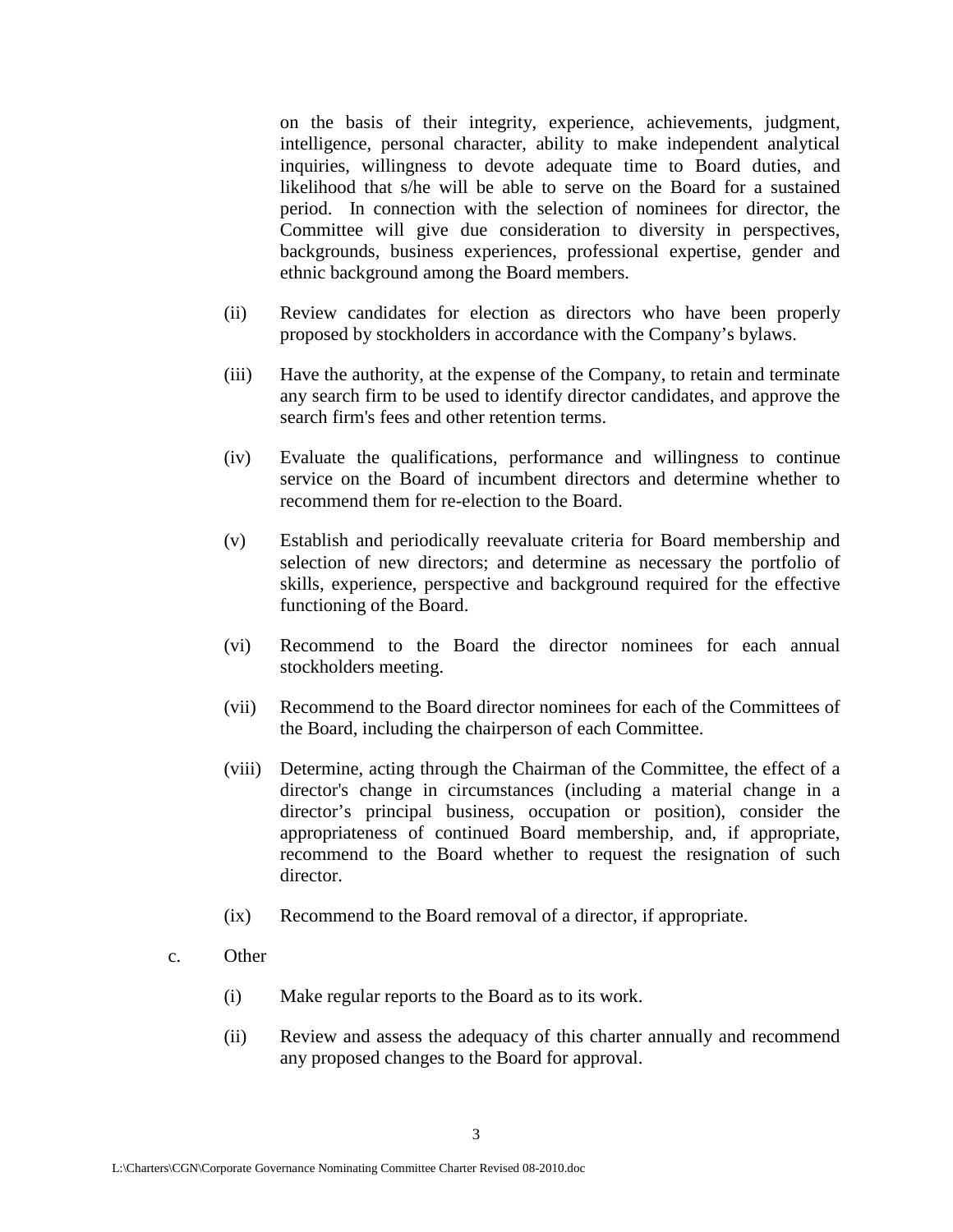on the basis of their integrity, experience, achievements, judgment, intelligence, personal character, ability to make independent analytical inquiries, willingness to devote adequate time to Board duties, and likelihood that s/he will be able to serve on the Board for a sustained period. In connection with the selection of nominees for director, the Committee will give due consideration to diversity in perspectives, backgrounds, business experiences, professional expertise, gender and ethnic background among the Board members.

(ii) Review candidates for election as directors who have been properly proposed by stockholders in accordance with the Company's bylaws.

(iii) Have the authority, at the expense of the Company, to retain and terminate any search firm to be used to identify director candidates, and approve the search firm's fees and other retention terms.

(iv) Evaluate the qualifications, performance and willingness to continue service on the Board of incumbent directors and determine whether to recommend them for re-election to the Board.

(v) Establish and periodically reevaluate criteria for Board membership and selection of new directors; and determine as necessary the portfolio of skills, experience, perspective and background required for the effective functioning of the Board.

(vi) Recommend to the Board the director nominees for each annual stockholders meeting.

(vii) Recommend to the Board director nominees for each of the Committees of the Board, including the chairperson of each Committee.

(viii) Determine, acting through the Chairman of the Committee, the effect of a director's change in circumstances (including a material change in a director's principal business, occupation or position), consider the appropriateness of continued Board membership, and, if appropriate, recommend to the Board whether to request the resignation of such director.

(ix) Recommend to the Board removal of a director, if appropriate.

c. Other

(i) Make regular reports to the Board as to its work.

(ii) Review and assess the adequacy of this charter annually and recommend any proposed changes to the Board for approval.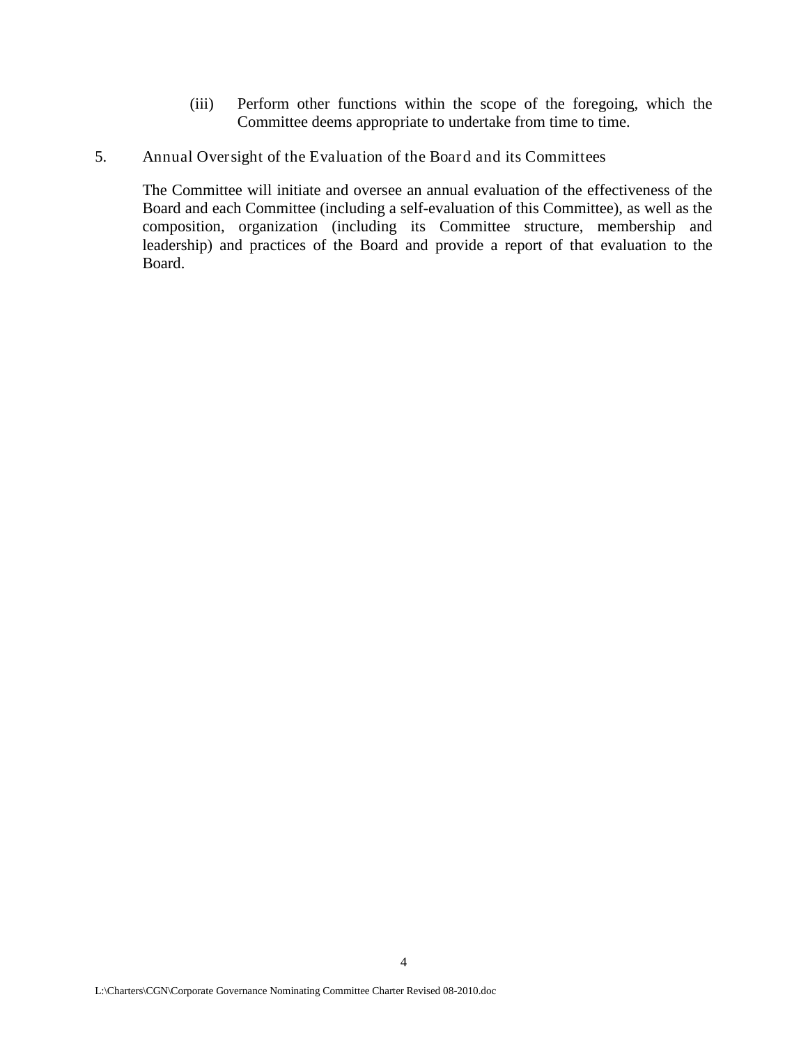(iii) Perform other functions within the scope of the foregoing, which the Committee deems appropriate to undertake from time to time.

5. Annual Oversight of the Evaluation of the Board and its Committees

The Committee will initiate and oversee an annual evaluation of the effectiveness of the Board and each Committee (including a self-evaluation of this Committee), as well as the composition, organization (including its Committee structure, membership and leadership) and practices of the Board and provide a report of that evaluation to the Board.